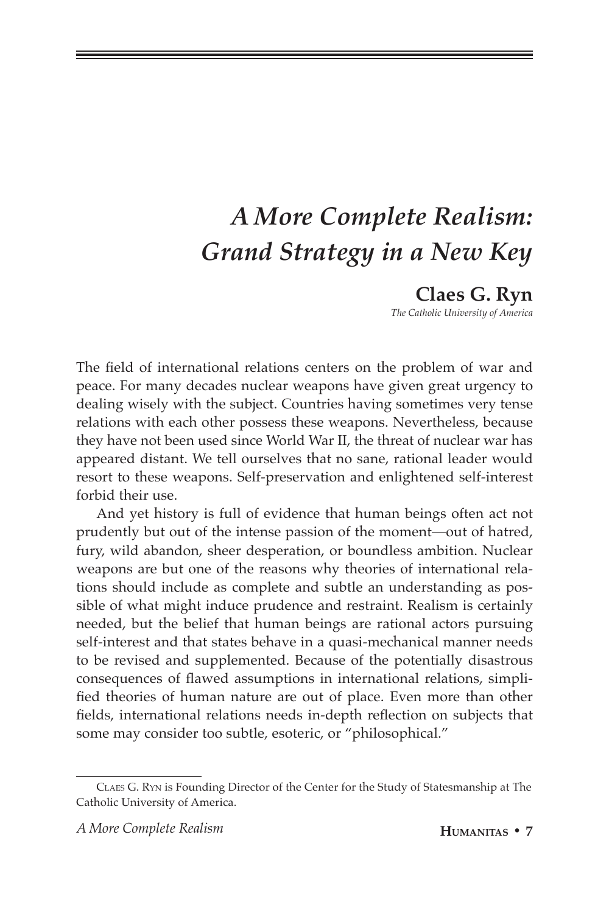# *A More Complete Realism: Grand Strategy in a New Key*

**Claes G. Ryn**

*The Catholic University of America*

The field of international relations centers on the problem of war and peace. For many decades nuclear weapons have given great urgency to dealing wisely with the subject. Countries having sometimes very tense relations with each other possess these weapons. Nevertheless, because they have not been used since World War II, the threat of nuclear war has appeared distant. We tell ourselves that no sane, rational leader would resort to these weapons. Self-preservation and enlightened self-interest forbid their use.

And yet history is full of evidence that human beings often act not prudently but out of the intense passion of the moment—out of hatred, fury, wild abandon, sheer desperation, or boundless ambition. Nuclear weapons are but one of the reasons why theories of international relations should include as complete and subtle an understanding as possible of what might induce prudence and restraint. Realism is certainly needed, but the belief that human beings are rational actors pursuing self-interest and that states behave in a quasi-mechanical manner needs to be revised and supplemented. Because of the potentially disastrous consequences of flawed assumptions in international relations, simplified theories of human nature are out of place. Even more than other fields, international relations needs in-depth reflection on subjects that some may consider too subtle, esoteric, or "philosophical."

---

CLAES G. RYN is Founding Director of the Center for the Study of Statesmanship at The Catholic University of America.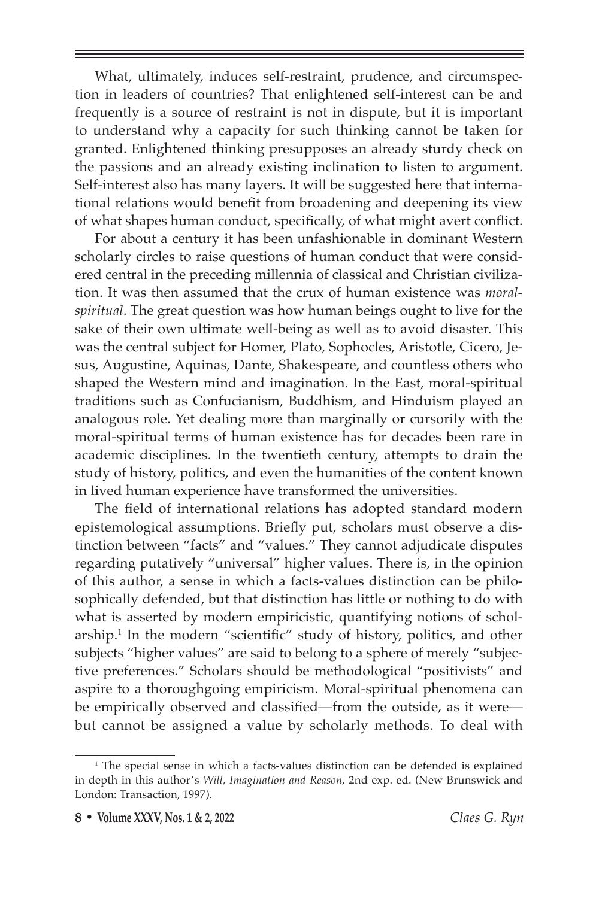What, ultimately, induces self-restraint, prudence, and circumspection in leaders of countries? That enlightened self-interest can be and frequently is a source of restraint is not in dispute, but it is important to understand why a capacity for such thinking cannot be taken for granted. Enlightened thinking presupposes an already sturdy check on the passions and an already existing inclination to listen to argument. Self-interest also has many layers. It will be suggested here that international relations would benefit from broadening and deepening its view of what shapes human conduct, specifically, of what might avert conflict.

For about a century it has been unfashionable in dominant Western scholarly circles to raise questions of human conduct that were considered central in the preceding millennia of classical and Christian civilization. It was then assumed that the crux of human existence was *moral-spiritual*. The great question was how human beings ought to live for the sake of their own ultimate well-being as well as to avoid disaster. This was the central subject for Homer, Plato, Sophocles, Aristotle, Cicero, Jesus, Augustine, Aquinas, Dante, Shakespeare, and countless others who shaped the Western mind and imagination. In the East, moral-spiritual traditions such as Confucianism, Buddhism, and Hinduism played an analogous role. Yet dealing more than marginally or cursorily with the moral-spiritual terms of human existence has for decades been rare in academic disciplines. In the twentieth century, attempts to drain the study of history, politics, and even the humanities of the content known in lived human experience have transformed the universities.

The field of international relations has adopted standard modern epistemological assumptions. Briefly put, scholars must observe a distinction between "facts" and "values." They cannot adjudicate disputes regarding putatively "universal" higher values. There is, in the opinion of this author, a sense in which a facts-values distinction can be philosophically defended, but that distinction has little or nothing to do with what is asserted by modern empiricistic, quantifying notions of scholarship.[1] In the modern "scientific" study of history, politics, and other subjects "higher values" are said to belong to a sphere of merely "subjective preferences." Scholars should be methodological "positivists" and aspire to a thoroughgoing empiricism. Moral-spiritual phenomena can be empirically observed and classified—from the outside, as it were—but cannot be assigned a value by scholarly methods. To deal with

[1] The special sense in which a facts-values distinction can be defended is explained in depth in this author's *Will, Imagination and Reason*, 2nd exp. ed. (New Brunswick and London: Transaction, 1997).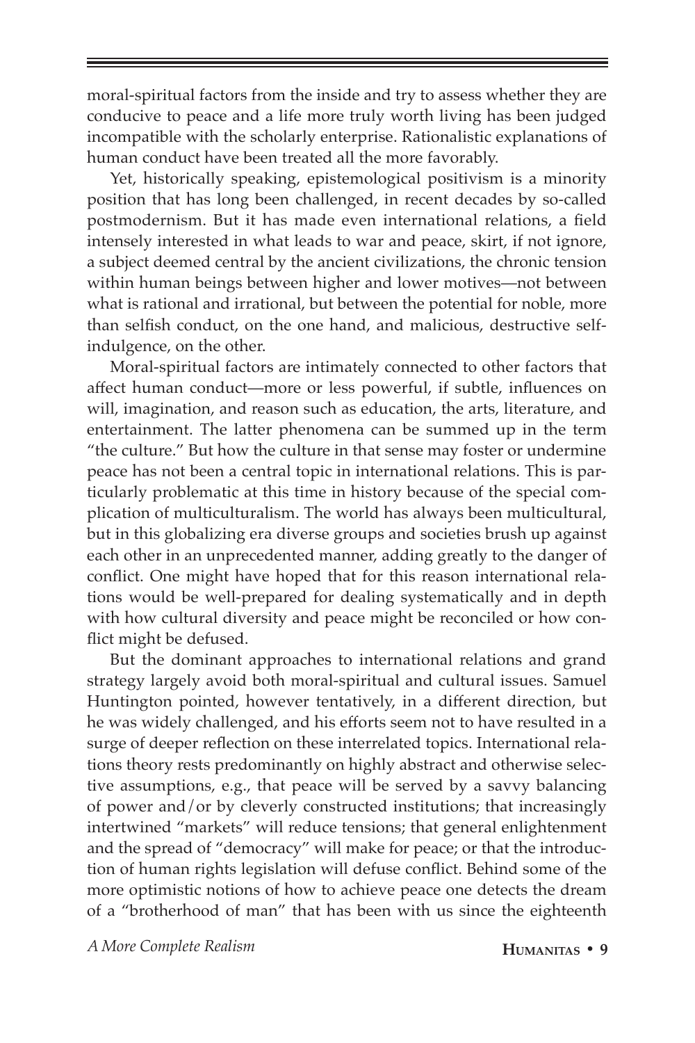moral-spiritual factors from the inside and try to assess whether they are conducive to peace and a life more truly worth living has been judged incompatible with the scholarly enterprise. Rationalistic explanations of human conduct have been treated all the more favorably.

Yet, historically speaking, epistemological positivism is a minority position that has long been challenged, in recent decades by so-called postmodernism. But it has made even international relations, a field intensely interested in what leads to war and peace, skirt, if not ignore, a subject deemed central by the ancient civilizations, the chronic tension within human beings between higher and lower motives—not between what is rational and irrational, but between the potential for noble, more than selfish conduct, on the one hand, and malicious, destructive self-indulgence, on the other.

Moral-spiritual factors are intimately connected to other factors that affect human conduct—more or less powerful, if subtle, influences on will, imagination, and reason such as education, the arts, literature, and entertainment. The latter phenomena can be summed up in the term "the culture." But how the culture in that sense may foster or undermine peace has not been a central topic in international relations. This is particularly problematic at this time in history because of the special complication of multiculturalism. The world has always been multicultural, but in this globalizing era diverse groups and societies brush up against each other in an unprecedented manner, adding greatly to the danger of conflict. One might have hoped that for this reason international relations would be well-prepared for dealing systematically and in depth with how cultural diversity and peace might be reconciled or how conflict might be defused.

But the dominant approaches to international relations and grand strategy largely avoid both moral-spiritual and cultural issues. Samuel Huntington pointed, however tentatively, in a different direction, but he was widely challenged, and his efforts seem not to have resulted in a surge of deeper reflection on these interrelated topics. International relations theory rests predominantly on highly abstract and otherwise selective assumptions, e.g., that peace will be served by a savvy balancing of power and/or by cleverly constructed institutions; that increasingly intertwined "markets" will reduce tensions; that general enlightenment and the spread of "democracy" will make for peace; or that the introduction of human rights legislation will defuse conflict. Behind some of the more optimistic notions of how to achieve peace one detects the dream of a "brotherhood of man" that has been with us since the eighteenth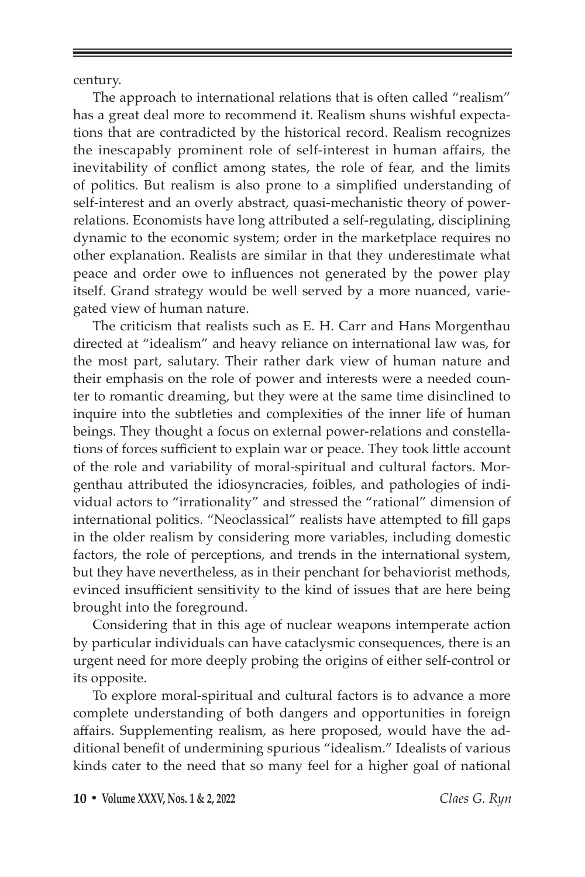century.

The approach to international relations that is often called "realism" has a great deal more to recommend it. Realism shuns wishful expectations that are contradicted by the historical record. Realism recognizes the inescapably prominent role of self-interest in human affairs, the inevitability of conflict among states, the role of fear, and the limits of politics. But realism is also prone to a simplified understanding of self-interest and an overly abstract, quasi-mechanistic theory of power-relations. Economists have long attributed a self-regulating, disciplining dynamic to the economic system; order in the marketplace requires no other explanation. Realists are similar in that they underestimate what peace and order owe to influences not generated by the power play itself. Grand strategy would be well served by a more nuanced, variegated view of human nature.

The criticism that realists such as E. H. Carr and Hans Morgenthau directed at "idealism" and heavy reliance on international law was, for the most part, salutary. Their rather dark view of human nature and their emphasis on the role of power and interests were a needed counter to romantic dreaming, but they were at the same time disinclined to inquire into the subtleties and complexities of the inner life of human beings. They thought a focus on external power-relations and constellations of forces sufficient to explain war or peace. They took little account of the role and variability of moral-spiritual and cultural factors. Morgenthau attributed the idiosyncracies, foibles, and pathologies of individual actors to "irrationality" and stressed the "rational" dimension of international politics. "Neoclassical" realists have attempted to fill gaps in the older realism by considering more variables, including domestic factors, the role of perceptions, and trends in the international system, but they have nevertheless, as in their penchant for behaviorist methods, evinced insufficient sensitivity to the kind of issues that are here being brought into the foreground.

Considering that in this age of nuclear weapons intemperate action by particular individuals can have cataclysmic consequences, there is an urgent need for more deeply probing the origins of either self-control or its opposite.

To explore moral-spiritual and cultural factors is to advance a more complete understanding of both dangers and opportunities in foreign affairs. Supplementing realism, as here proposed, would have the additional benefit of undermining spurious "idealism." Idealists of various kinds cater to the need that so many feel for a higher goal of national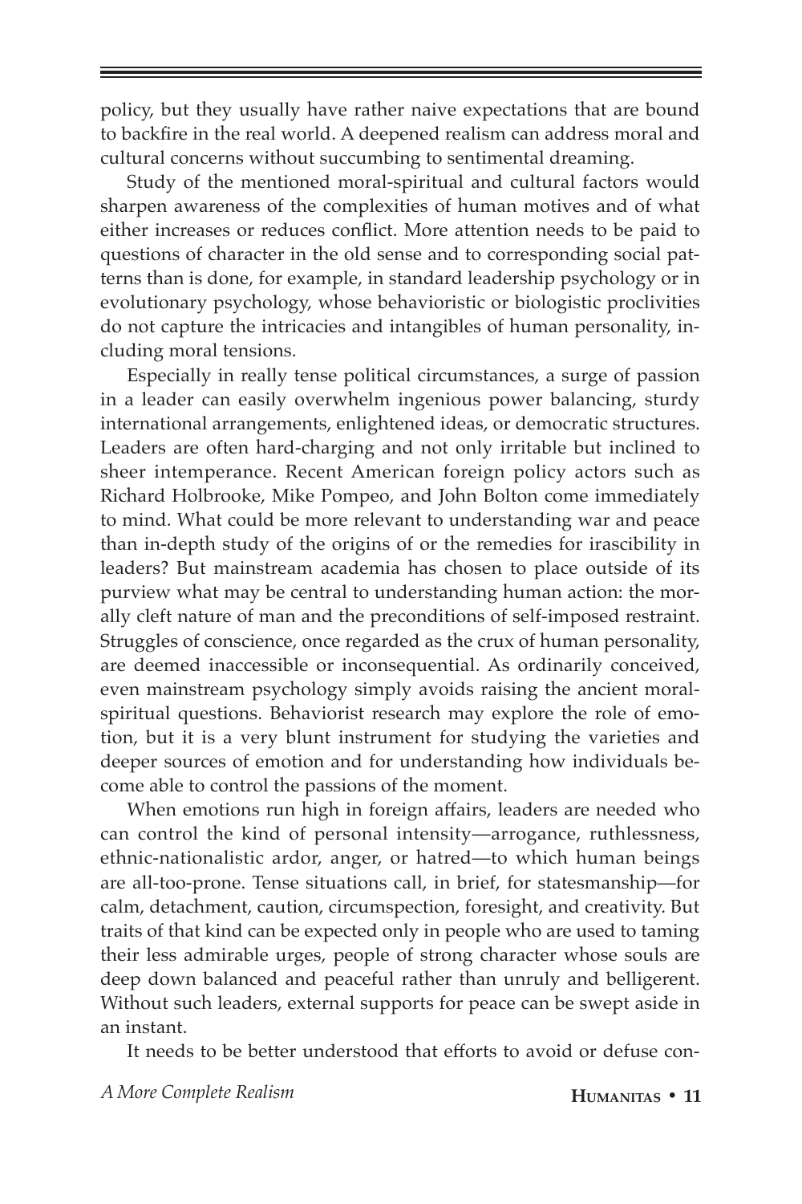policy, but they usually have rather naive expectations that are bound to backfire in the real world. A deepened realism can address moral and cultural concerns without succumbing to sentimental dreaming.

Study of the mentioned moral-spiritual and cultural factors would sharpen awareness of the complexities of human motives and of what either increases or reduces conflict. More attention needs to be paid to questions of character in the old sense and to corresponding social patterns than is done, for example, in standard leadership psychology or in evolutionary psychology, whose behavioristic or biologistic proclivities do not capture the intricacies and intangibles of human personality, including moral tensions.

Especially in really tense political circumstances, a surge of passion in a leader can easily overwhelm ingenious power balancing, sturdy international arrangements, enlightened ideas, or democratic structures. Leaders are often hard-charging and not only irritable but inclined to sheer intemperance. Recent American foreign policy actors such as Richard Holbrooke, Mike Pompeo, and John Bolton come immediately to mind. What could be more relevant to understanding war and peace than in-depth study of the origins of or the remedies for irascibility in leaders? But mainstream academia has chosen to place outside of its purview what may be central to understanding human action: the morally cleft nature of man and the preconditions of self-imposed restraint. Struggles of conscience, once regarded as the crux of human personality, are deemed inaccessible or inconsequential. As ordinarily conceived, even mainstream psychology simply avoids raising the ancient moral-spiritual questions. Behaviorist research may explore the role of emotion, but it is a very blunt instrument for studying the varieties and deeper sources of emotion and for understanding how individuals become able to control the passions of the moment.

When emotions run high in foreign affairs, leaders are needed who can control the kind of personal intensity—arrogance, ruthlessness, ethnic-nationalistic ardor, anger, or hatred—to which human beings are all-too-prone. Tense situations call, in brief, for statesmanship—for calm, detachment, caution, circumspection, foresight, and creativity. But traits of that kind can be expected only in people who are used to taming their less admirable urges, people of strong character whose souls are deep down balanced and peaceful rather than unruly and belligerent. Without such leaders, external supports for peace can be swept aside in an instant.

It needs to be better understood that efforts to avoid or defuse con-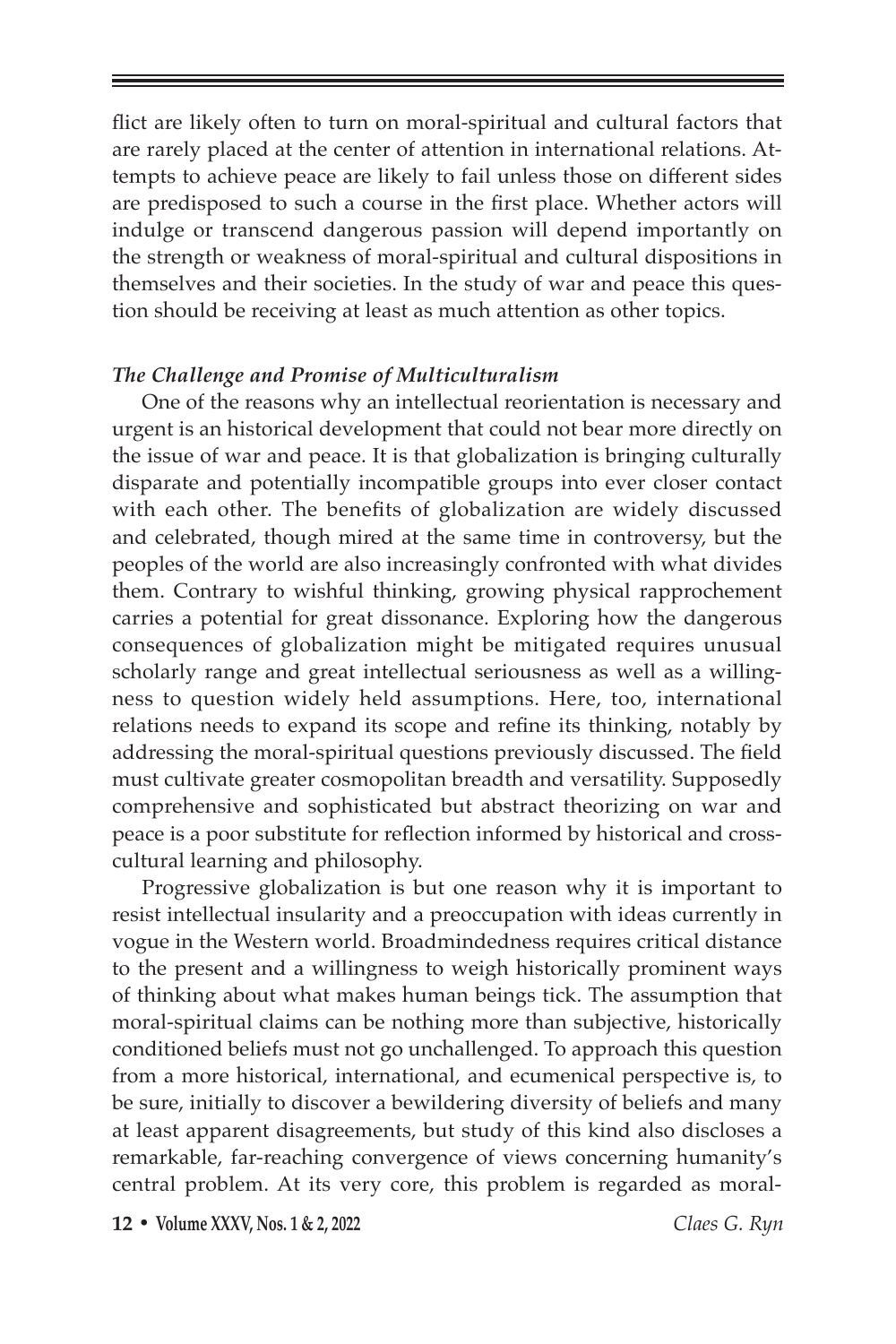flict are likely often to turn on moral-spiritual and cultural factors that are rarely placed at the center of attention in international relations. Attempts to achieve peace are likely to fail unless those on different sides are predisposed to such a course in the first place. Whether actors will indulge or transcend dangerous passion will depend importantly on the strength or weakness of moral-spiritual and cultural dispositions in themselves and their societies. In the study of war and peace this question should be receiving at least as much attention as other topics.

***The Challenge and Promise of Multiculturalism***

One of the reasons why an intellectual reorientation is necessary and urgent is an historical development that could not bear more directly on the issue of war and peace. It is that globalization is bringing culturally disparate and potentially incompatible groups into ever closer contact with each other. The benefits of globalization are widely discussed and celebrated, though mired at the same time in controversy, but the peoples of the world are also increasingly confronted with what divides them. Contrary to wishful thinking, growing physical rapprochement carries a potential for great dissonance. Exploring how the dangerous consequences of globalization might be mitigated requires unusual scholarly range and great intellectual seriousness as well as a willingness to question widely held assumptions. Here, too, international relations needs to expand its scope and refine its thinking, notably by addressing the moral-spiritual questions previously discussed. The field must cultivate greater cosmopolitan breadth and versatility. Supposedly comprehensive and sophisticated but abstract theorizing on war and peace is a poor substitute for reflection informed by historical and cross-cultural learning and philosophy.

Progressive globalization is but one reason why it is important to resist intellectual insularity and a preoccupation with ideas currently in vogue in the Western world. Broadmindedness requires critical distance to the present and a willingness to weigh historically prominent ways of thinking about what makes human beings tick. The assumption that moral-spiritual claims can be nothing more than subjective, historically conditioned beliefs must not go unchallenged. To approach this question from a more historical, international, and ecumenical perspective is, to be sure, initially to discover a bewildering diversity of beliefs and many at least apparent disagreements, but study of this kind also discloses a remarkable, far-reaching convergence of views concerning humanity's central problem. At its very core, this problem is regarded as moral-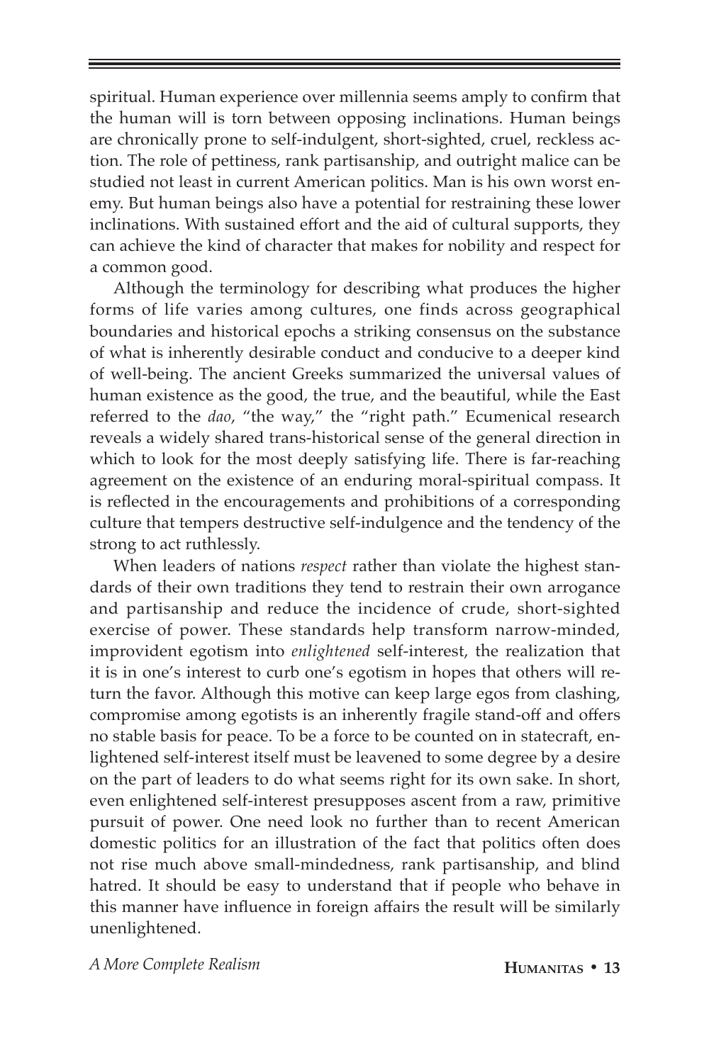spiritual. Human experience over millennia seems amply to confirm that the human will is torn between opposing inclinations. Human beings are chronically prone to self-indulgent, short-sighted, cruel, reckless action. The role of pettiness, rank partisanship, and outright malice can be studied not least in current American politics. Man is his own worst enemy. But human beings also have a potential for restraining these lower inclinations. With sustained effort and the aid of cultural supports, they can achieve the kind of character that makes for nobility and respect for a common good.

Although the terminology for describing what produces the higher forms of life varies among cultures, one finds across geographical boundaries and historical epochs a striking consensus on the substance of what is inherently desirable conduct and conducive to a deeper kind of well-being. The ancient Greeks summarized the universal values of human existence as the good, the true, and the beautiful, while the East referred to the *dao*, "the way," the "right path." Ecumenical research reveals a widely shared trans-historical sense of the general direction in which to look for the most deeply satisfying life. There is far-reaching agreement on the existence of an enduring moral-spiritual compass. It is reflected in the encouragements and prohibitions of a corresponding culture that tempers destructive self-indulgence and the tendency of the strong to act ruthlessly.

When leaders of nations *respect* rather than violate the highest standards of their own traditions they tend to restrain their own arrogance and partisanship and reduce the incidence of crude, short-sighted exercise of power. These standards help transform narrow-minded, improvident egotism into *enlightened* self-interest, the realization that it is in one's interest to curb one's egotism in hopes that others will return the favor. Although this motive can keep large egos from clashing, compromise among egotists is an inherently fragile stand-off and offers no stable basis for peace. To be a force to be counted on in statecraft, enlightened self-interest itself must be leavened to some degree by a desire on the part of leaders to do what seems right for its own sake. In short, even enlightened self-interest presupposes ascent from a raw, primitive pursuit of power. One need look no further than to recent American domestic politics for an illustration of the fact that politics often does not rise much above small-mindedness, rank partisanship, and blind hatred. It should be easy to understand that if people who behave in this manner have influence in foreign affairs the result will be similarly unenlightened.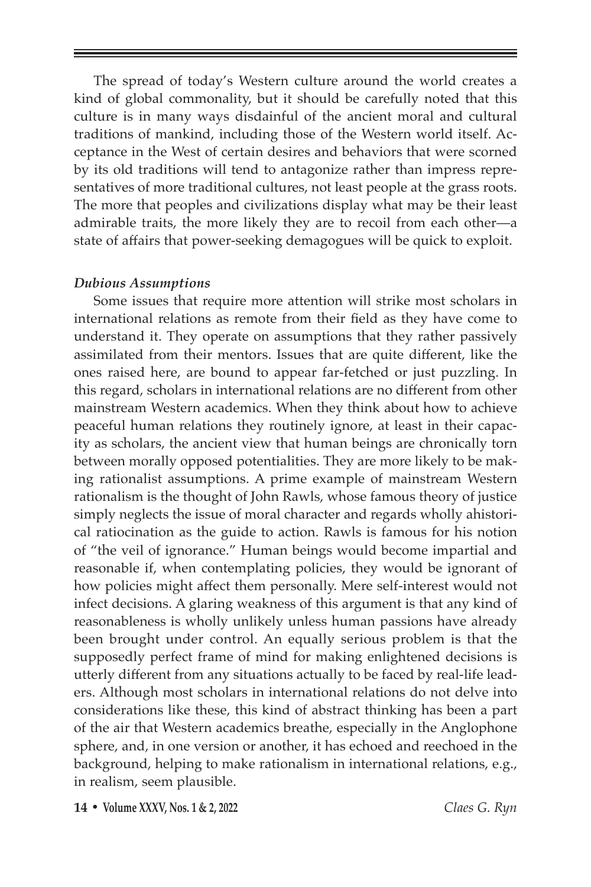The spread of today's Western culture around the world creates a kind of global commonality, but it should be carefully noted that this culture is in many ways disdainful of the ancient moral and cultural traditions of mankind, including those of the Western world itself. Acceptance in the West of certain desires and behaviors that were scorned by its old traditions will tend to antagonize rather than impress representatives of more traditional cultures, not least people at the grass roots. The more that peoples and civilizations display what may be their least admirable traits, the more likely they are to recoil from each other—a state of affairs that power-seeking demagogues will be quick to exploit.

***Dubious Assumptions***

Some issues that require more attention will strike most scholars in international relations as remote from their field as they have come to understand it. They operate on assumptions that they rather passively assimilated from their mentors. Issues that are quite different, like the ones raised here, are bound to appear far-fetched or just puzzling. In this regard, scholars in international relations are no different from other mainstream Western academics. When they think about how to achieve peaceful human relations they routinely ignore, at least in their capacity as scholars, the ancient view that human beings are chronically torn between morally opposed potentialities. They are more likely to be making rationalist assumptions. A prime example of mainstream Western rationalism is the thought of John Rawls, whose famous theory of justice simply neglects the issue of moral character and regards wholly ahistorical ratiocination as the guide to action. Rawls is famous for his notion of "the veil of ignorance." Human beings would become impartial and reasonable if, when contemplating policies, they would be ignorant of how policies might affect them personally. Mere self-interest would not infect decisions. A glaring weakness of this argument is that any kind of reasonableness is wholly unlikely unless human passions have already been brought under control. An equally serious problem is that the supposedly perfect frame of mind for making enlightened decisions is utterly different from any situations actually to be faced by real-life leaders. Although most scholars in international relations do not delve into considerations like these, this kind of abstract thinking has been a part of the air that Western academics breathe, especially in the Anglophone sphere, and, in one version or another, it has echoed and reechoed in the background, helping to make rationalism in international relations, e.g., in realism, seem plausible.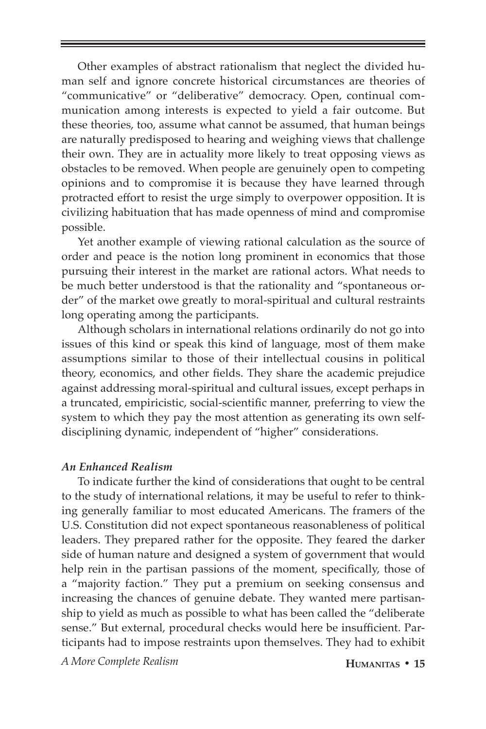Other examples of abstract rationalism that neglect the divided human self and ignore concrete historical circumstances are theories of "communicative" or "deliberative" democracy. Open, continual communication among interests is expected to yield a fair outcome. But these theories, too, assume what cannot be assumed, that human beings are naturally predisposed to hearing and weighing views that challenge their own. They are in actuality more likely to treat opposing views as obstacles to be removed. When people are genuinely open to competing opinions and to compromise it is because they have learned through protracted effort to resist the urge simply to overpower opposition. It is civilizing habituation that has made openness of mind and compromise possible.

Yet another example of viewing rational calculation as the source of order and peace is the notion long prominent in economics that those pursuing their interest in the market are rational actors. What needs to be much better understood is that the rationality and "spontaneous order" of the market owe greatly to moral-spiritual and cultural restraints long operating among the participants.

Although scholars in international relations ordinarily do not go into issues of this kind or speak this kind of language, most of them make assumptions similar to those of their intellectual cousins in political theory, economics, and other fields. They share the academic prejudice against addressing moral-spiritual and cultural issues, except perhaps in a truncated, empiricistic, social-scientific manner, preferring to view the system to which they pay the most attention as generating its own self-disciplining dynamic, independent of "higher" considerations.

### *An Enhanced Realism*

To indicate further the kind of considerations that ought to be central to the study of international relations, it may be useful to refer to thinking generally familiar to most educated Americans. The framers of the U.S. Constitution did not expect spontaneous reasonableness of political leaders. They prepared rather for the opposite. They feared the darker side of human nature and designed a system of government that would help rein in the partisan passions of the moment, specifically, those of a "majority faction." They put a premium on seeking consensus and increasing the chances of genuine debate. They wanted mere partisanship to yield as much as possible to what has been called the "deliberate sense." But external, procedural checks would here be insufficient. Participants had to impose restraints upon themselves. They had to exhibit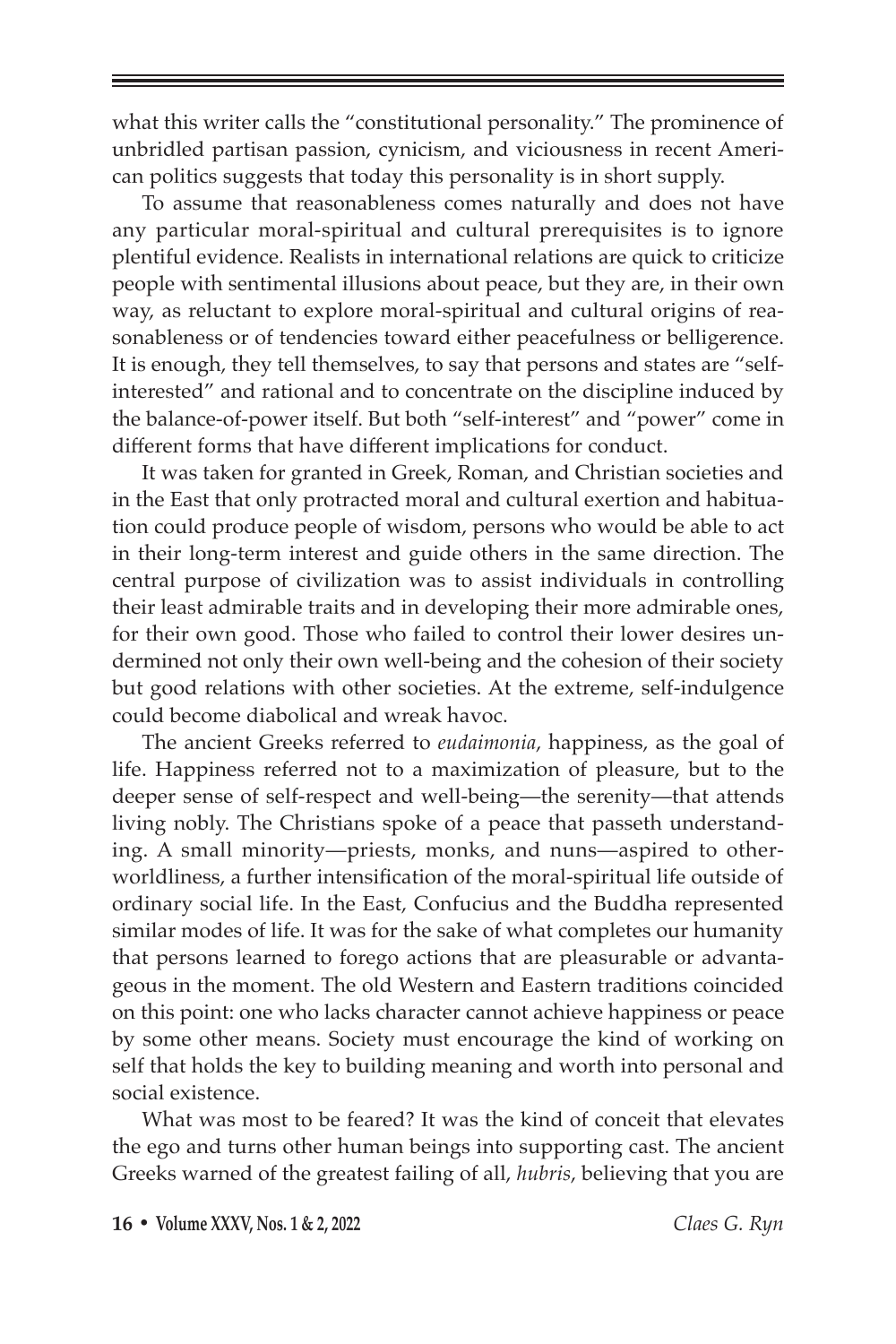what this writer calls the "constitutional personality." The prominence of unbridled partisan passion, cynicism, and viciousness in recent American politics suggests that today this personality is in short supply.

To assume that reasonableness comes naturally and does not have any particular moral-spiritual and cultural prerequisites is to ignore plentiful evidence. Realists in international relations are quick to criticize people with sentimental illusions about peace, but they are, in their own way, as reluctant to explore moral-spiritual and cultural origins of reasonableness or of tendencies toward either peacefulness or belligerence. It is enough, they tell themselves, to say that persons and states are "self-interested" and rational and to concentrate on the discipline induced by the balance-of-power itself. But both "self-interest" and "power" come in different forms that have different implications for conduct.

It was taken for granted in Greek, Roman, and Christian societies and in the East that only protracted moral and cultural exertion and habituation could produce people of wisdom, persons who would be able to act in their long-term interest and guide others in the same direction. The central purpose of civilization was to assist individuals in controlling their least admirable traits and in developing their more admirable ones, for their own good. Those who failed to control their lower desires undermined not only their own well-being and the cohesion of their society but good relations with other societies. At the extreme, self-indulgence could become diabolical and wreak havoc.

The ancient Greeks referred to *eudaimonia*, happiness, as the goal of life. Happiness referred not to a maximization of pleasure, but to the deeper sense of self-respect and well-being—the serenity—that attends living nobly. The Christians spoke of a peace that passeth understanding. A small minority—priests, monks, and nuns—aspired to otherworldliness, a further intensification of the moral-spiritual life outside of ordinary social life. In the East, Confucius and the Buddha represented similar modes of life. It was for the sake of what completes our humanity that persons learned to forego actions that are pleasurable or advantageous in the moment. The old Western and Eastern traditions coincided on this point: one who lacks character cannot achieve happiness or peace by some other means. Society must encourage the kind of working on self that holds the key to building meaning and worth into personal and social existence.

What was most to be feared? It was the kind of conceit that elevates the ego and turns other human beings into supporting cast. The ancient Greeks warned of the greatest failing of all, *hubris*, believing that you are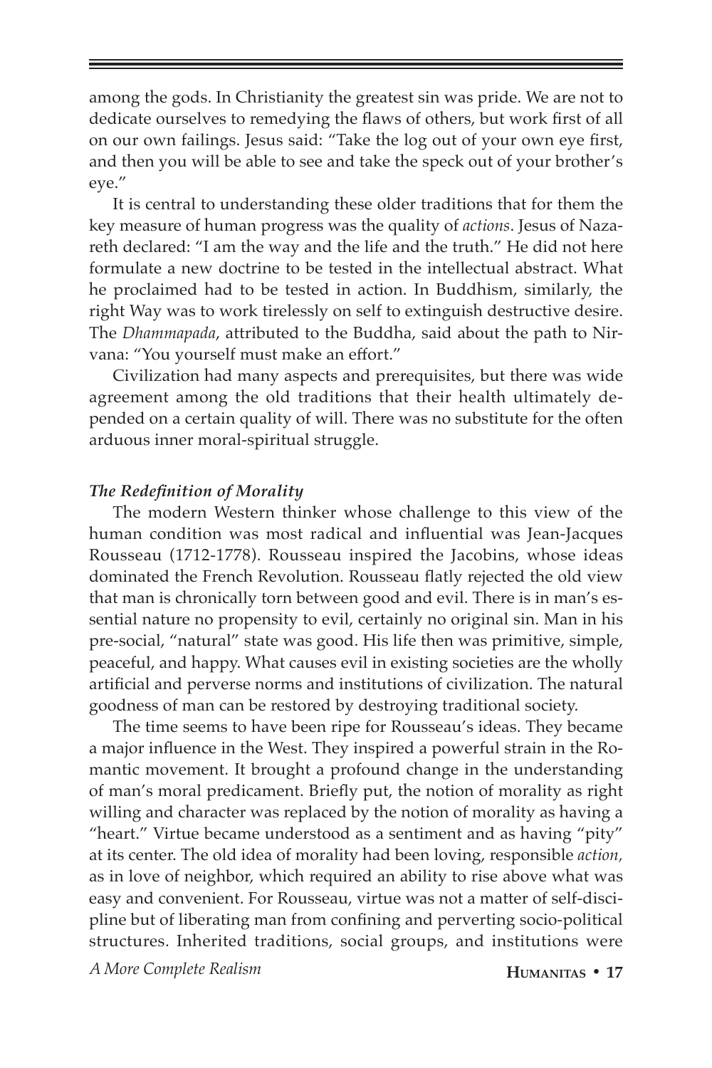among the gods. In Christianity the greatest sin was pride. We are not to dedicate ourselves to remedying the flaws of others, but work first of all on our own failings. Jesus said: "Take the log out of your own eye first, and then you will be able to see and take the speck out of your brother's eye."

It is central to understanding these older traditions that for them the key measure of human progress was the quality of *actions*. Jesus of Nazareth declared: "I am the way and the life and the truth." He did not here formulate a new doctrine to be tested in the intellectual abstract. What he proclaimed had to be tested in action. In Buddhism, similarly, the right Way was to work tirelessly on self to extinguish destructive desire. The *Dhammapada*, attributed to the Buddha, said about the path to Nirvana: "You yourself must make an effort."

Civilization had many aspects and prerequisites, but there was wide agreement among the old traditions that their health ultimately depended on a certain quality of will. There was no substitute for the often arduous inner moral-spiritual struggle.

### *The Redefinition of Morality*

The modern Western thinker whose challenge to this view of the human condition was most radical and influential was Jean-Jacques Rousseau (1712-1778). Rousseau inspired the Jacobins, whose ideas dominated the French Revolution. Rousseau flatly rejected the old view that man is chronically torn between good and evil. There is in man's essential nature no propensity to evil, certainly no original sin. Man in his pre-social, "natural" state was good. His life then was primitive, simple, peaceful, and happy. What causes evil in existing societies are the wholly artificial and perverse norms and institutions of civilization. The natural goodness of man can be restored by destroying traditional society.

The time seems to have been ripe for Rousseau's ideas. They became a major influence in the West. They inspired a powerful strain in the Romantic movement. It brought a profound change in the understanding of man's moral predicament. Briefly put, the notion of morality as right willing and character was replaced by the notion of morality as having a "heart." Virtue became understood as a sentiment and as having "pity" at its center. The old idea of morality had been loving, responsible *action,* as in love of neighbor, which required an ability to rise above what was easy and convenient. For Rousseau, virtue was not a matter of self-discipline but of liberating man from confining and perverting socio-political structures. Inherited traditions, social groups, and institutions were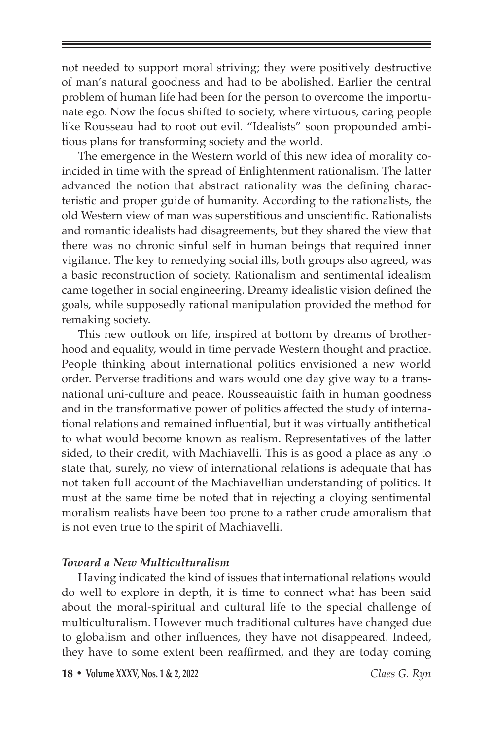not needed to support moral striving; they were positively destructive of man's natural goodness and had to be abolished. Earlier the central problem of human life had been for the person to overcome the importunate ego. Now the focus shifted to society, where virtuous, caring people like Rousseau had to root out evil. "Idealists" soon propounded ambitious plans for transforming society and the world.

The emergence in the Western world of this new idea of morality coincided in time with the spread of Enlightenment rationalism. The latter advanced the notion that abstract rationality was the defining characteristic and proper guide of humanity. According to the rationalists, the old Western view of man was superstitious and unscientific. Rationalists and romantic idealists had disagreements, but they shared the view that there was no chronic sinful self in human beings that required inner vigilance. The key to remedying social ills, both groups also agreed, was a basic reconstruction of society. Rationalism and sentimental idealism came together in social engineering. Dreamy idealistic vision defined the goals, while supposedly rational manipulation provided the method for remaking society.

This new outlook on life, inspired at bottom by dreams of brotherhood and equality, would in time pervade Western thought and practice. People thinking about international politics envisioned a new world order. Perverse traditions and wars would one day give way to a transnational uni-culture and peace. Rousseauistic faith in human goodness and in the transformative power of politics affected the study of international relations and remained influential, but it was virtually antithetical to what would become known as realism. Representatives of the latter sided, to their credit, with Machiavelli. This is as good a place as any to state that, surely, no view of international relations is adequate that has not taken full account of the Machiavellian understanding of politics. It must at the same time be noted that in rejecting a cloying sentimental moralism realists have been too prone to a rather crude amoralism that is not even true to the spirit of Machiavelli.

### *Toward a New Multiculturalism*

Having indicated the kind of issues that international relations would do well to explore in depth, it is time to connect what has been said about the moral-spiritual and cultural life to the special challenge of multiculturalism. However much traditional cultures have changed due to globalism and other influences, they have not disappeared. Indeed, they have to some extent been reaffirmed, and they are today coming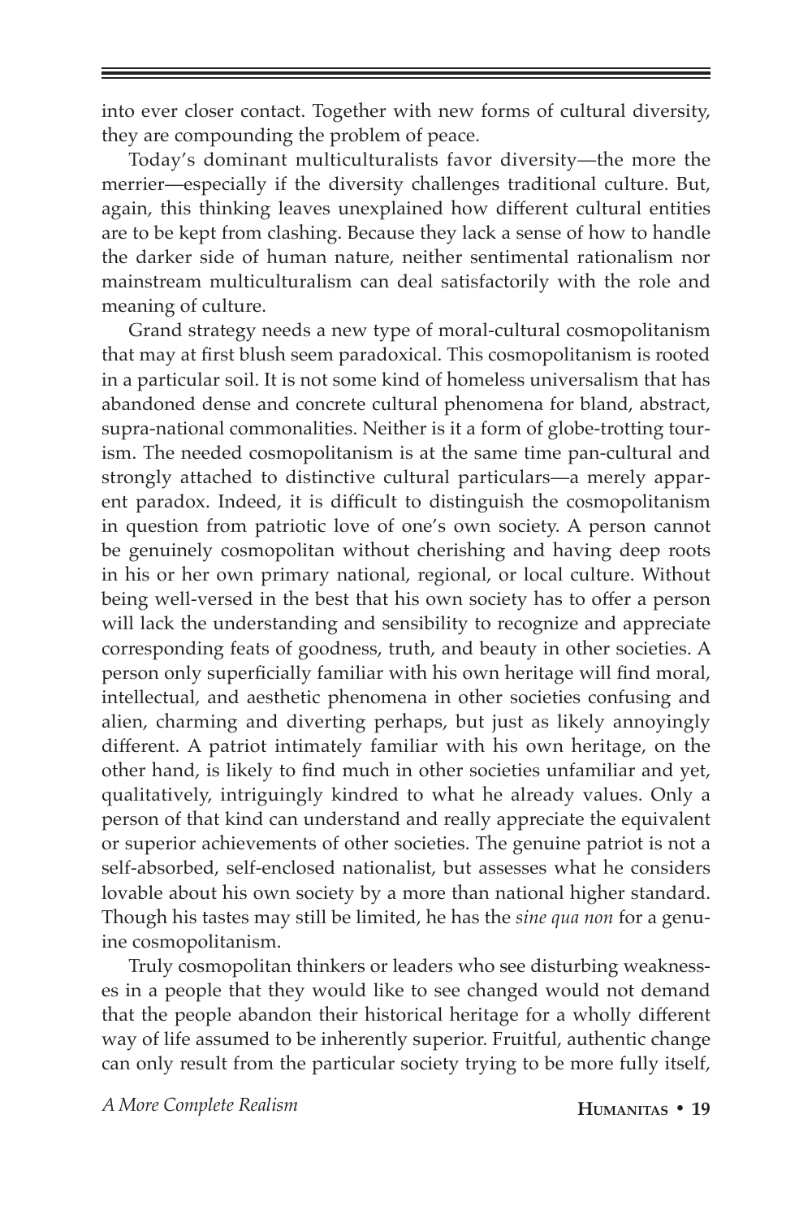into ever closer contact. Together with new forms of cultural diversity, they are compounding the problem of peace.

Today's dominant multiculturalists favor diversity—the more the merrier—especially if the diversity challenges traditional culture. But, again, this thinking leaves unexplained how different cultural entities are to be kept from clashing. Because they lack a sense of how to handle the darker side of human nature, neither sentimental rationalism nor mainstream multiculturalism can deal satisfactorily with the role and meaning of culture.

Grand strategy needs a new type of moral-cultural cosmopolitanism that may at first blush seem paradoxical. This cosmopolitanism is rooted in a particular soil. It is not some kind of homeless universalism that has abandoned dense and concrete cultural phenomena for bland, abstract, supra-national commonalities. Neither is it a form of globe-trotting tourism. The needed cosmopolitanism is at the same time pan-cultural and strongly attached to distinctive cultural particulars—a merely apparent paradox. Indeed, it is difficult to distinguish the cosmopolitanism in question from patriotic love of one's own society. A person cannot be genuinely cosmopolitan without cherishing and having deep roots in his or her own primary national, regional, or local culture. Without being well-versed in the best that his own society has to offer a person will lack the understanding and sensibility to recognize and appreciate corresponding feats of goodness, truth, and beauty in other societies. A person only superficially familiar with his own heritage will find moral, intellectual, and aesthetic phenomena in other societies confusing and alien, charming and diverting perhaps, but just as likely annoyingly different. A patriot intimately familiar with his own heritage, on the other hand, is likely to find much in other societies unfamiliar and yet, qualitatively, intriguingly kindred to what he already values. Only a person of that kind can understand and really appreciate the equivalent or superior achievements of other societies. The genuine patriot is not a self-absorbed, self-enclosed nationalist, but assesses what he considers lovable about his own society by a more than national higher standard. Though his tastes may still be limited, he has the *sine qua non* for a genuine cosmopolitanism.

Truly cosmopolitan thinkers or leaders who see disturbing weaknesses in a people that they would like to see changed would not demand that the people abandon their historical heritage for a wholly different way of life assumed to be inherently superior. Fruitful, authentic change can only result from the particular society trying to be more fully itself,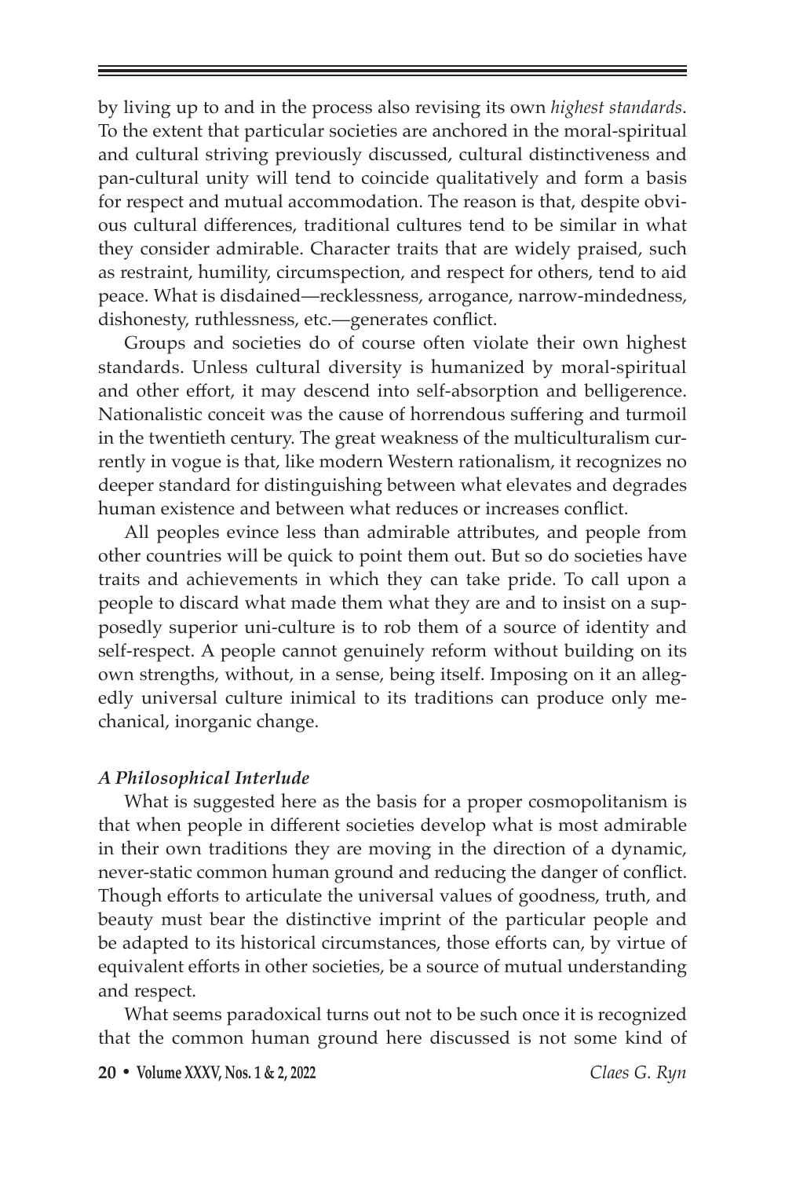by living up to and in the process also revising its own *highest standards*. To the extent that particular societies are anchored in the moral-spiritual and cultural striving previously discussed, cultural distinctiveness and pan-cultural unity will tend to coincide qualitatively and form a basis for respect and mutual accommodation. The reason is that, despite obvious cultural differences, traditional cultures tend to be similar in what they consider admirable. Character traits that are widely praised, such as restraint, humility, circumspection, and respect for others, tend to aid peace. What is disdained—recklessness, arrogance, narrow-mindedness, dishonesty, ruthlessness, etc.—generates conflict.

Groups and societies do of course often violate their own highest standards. Unless cultural diversity is humanized by moral-spiritual and other effort, it may descend into self-absorption and belligerence. Nationalistic conceit was the cause of horrendous suffering and turmoil in the twentieth century. The great weakness of the multiculturalism currently in vogue is that, like modern Western rationalism, it recognizes no deeper standard for distinguishing between what elevates and degrades human existence and between what reduces or increases conflict.

All peoples evince less than admirable attributes, and people from other countries will be quick to point them out. But so do societies have traits and achievements in which they can take pride. To call upon a people to discard what made them what they are and to insist on a supposedly superior uni-culture is to rob them of a source of identity and self-respect. A people cannot genuinely reform without building on its own strengths, without, in a sense, being itself. Imposing on it an allegedly universal culture inimical to its traditions can produce only mechanical, inorganic change.

### *A Philosophical Interlude*

What is suggested here as the basis for a proper cosmopolitanism is that when people in different societies develop what is most admirable in their own traditions they are moving in the direction of a dynamic, never-static common human ground and reducing the danger of conflict. Though efforts to articulate the universal values of goodness, truth, and beauty must bear the distinctive imprint of the particular people and be adapted to its historical circumstances, those efforts can, by virtue of equivalent efforts in other societies, be a source of mutual understanding and respect.

What seems paradoxical turns out not to be such once it is recognized that the common human ground here discussed is not some kind of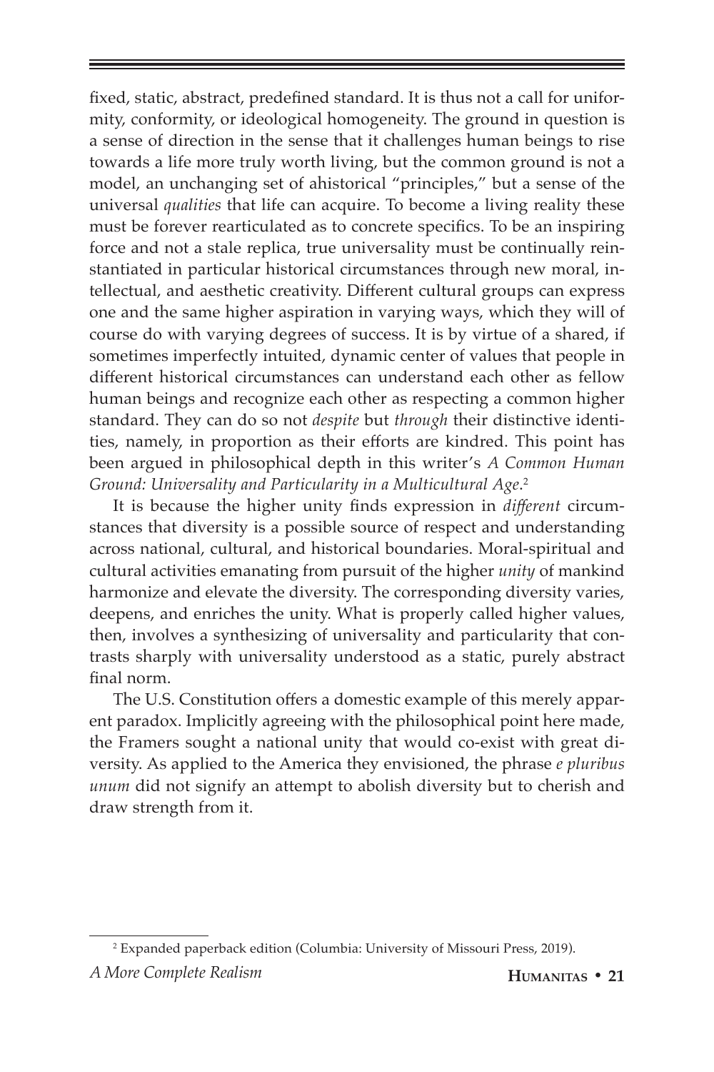fixed, static, abstract, predefined standard. It is thus not a call for uniformity, conformity, or ideological homogeneity. The ground in question is a sense of direction in the sense that it challenges human beings to rise towards a life more truly worth living, but the common ground is not a model, an unchanging set of ahistorical "principles," but a sense of the universal *qualities* that life can acquire. To become a living reality these must be forever rearticulated as to concrete specifics. To be an inspiring force and not a stale replica, true universality must be continually reinstantiated in particular historical circumstances through new moral, intellectual, and aesthetic creativity. Different cultural groups can express one and the same higher aspiration in varying ways, which they will of course do with varying degrees of success. It is by virtue of a shared, if sometimes imperfectly intuited, dynamic center of values that people in different historical circumstances can understand each other as fellow human beings and recognize each other as respecting a common higher standard. They can do so not *despite* but *through* their distinctive identities, namely, in proportion as their efforts are kindred. This point has been argued in philosophical depth in this writer's *A Common Human Ground: Universality and Particularity in a Multicultural Age*.[2]

It is because the higher unity finds expression in *different* circumstances that diversity is a possible source of respect and understanding across national, cultural, and historical boundaries. Moral-spiritual and cultural activities emanating from pursuit of the higher *unity* of mankind harmonize and elevate the diversity. The corresponding diversity varies, deepens, and enriches the unity. What is properly called higher values, then, involves a synthesizing of universality and particularity that contrasts sharply with universality understood as a static, purely abstract final norm.

The U.S. Constitution offers a domestic example of this merely apparent paradox. Implicitly agreeing with the philosophical point here made, the Framers sought a national unity that would co-exist with great diversity. As applied to the America they envisioned, the phrase *e pluribus unum* did not signify an attempt to abolish diversity but to cherish and draw strength from it.

---

[2] Expanded paperback edition (Columbia: University of Missouri Press, 2019).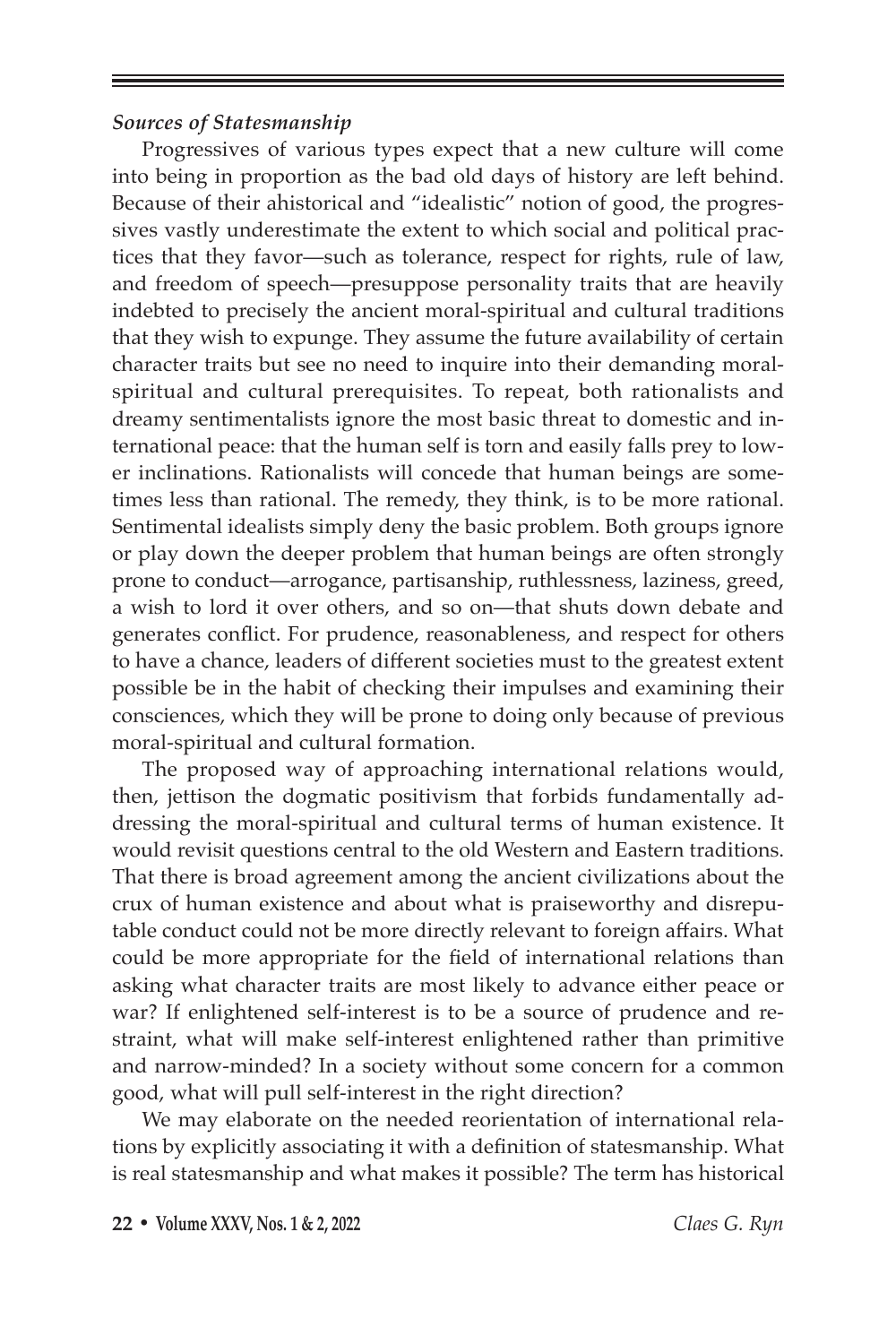### *Sources of Statesmanship*

Progressives of various types expect that a new culture will come into being in proportion as the bad old days of history are left behind. Because of their ahistorical and "idealistic" notion of good, the progressives vastly underestimate the extent to which social and political practices that they favor—such as tolerance, respect for rights, rule of law, and freedom of speech—presuppose personality traits that are heavily indebted to precisely the ancient moral-spiritual and cultural traditions that they wish to expunge. They assume the future availability of certain character traits but see no need to inquire into their demanding moral-spiritual and cultural prerequisites. To repeat, both rationalists and dreamy sentimentalists ignore the most basic threat to domestic and international peace: that the human self is torn and easily falls prey to lower inclinations. Rationalists will concede that human beings are sometimes less than rational. The remedy, they think, is to be more rational. Sentimental idealists simply deny the basic problem. Both groups ignore or play down the deeper problem that human beings are often strongly prone to conduct—arrogance, partisanship, ruthlessness, laziness, greed, a wish to lord it over others, and so on—that shuts down debate and generates conflict. For prudence, reasonableness, and respect for others to have a chance, leaders of different societies must to the greatest extent possible be in the habit of checking their impulses and examining their consciences, which they will be prone to doing only because of previous moral-spiritual and cultural formation.

The proposed way of approaching international relations would, then, jettison the dogmatic positivism that forbids fundamentally addressing the moral-spiritual and cultural terms of human existence. It would revisit questions central to the old Western and Eastern traditions. That there is broad agreement among the ancient civilizations about the crux of human existence and about what is praiseworthy and disreputable conduct could not be more directly relevant to foreign affairs. What could be more appropriate for the field of international relations than asking what character traits are most likely to advance either peace or war? If enlightened self-interest is to be a source of prudence and restraint, what will make self-interest enlightened rather than primitive and narrow-minded? In a society without some concern for a common good, what will pull self-interest in the right direction?

We may elaborate on the needed reorientation of international relations by explicitly associating it with a definition of statesmanship. What is real statesmanship and what makes it possible? The term has historical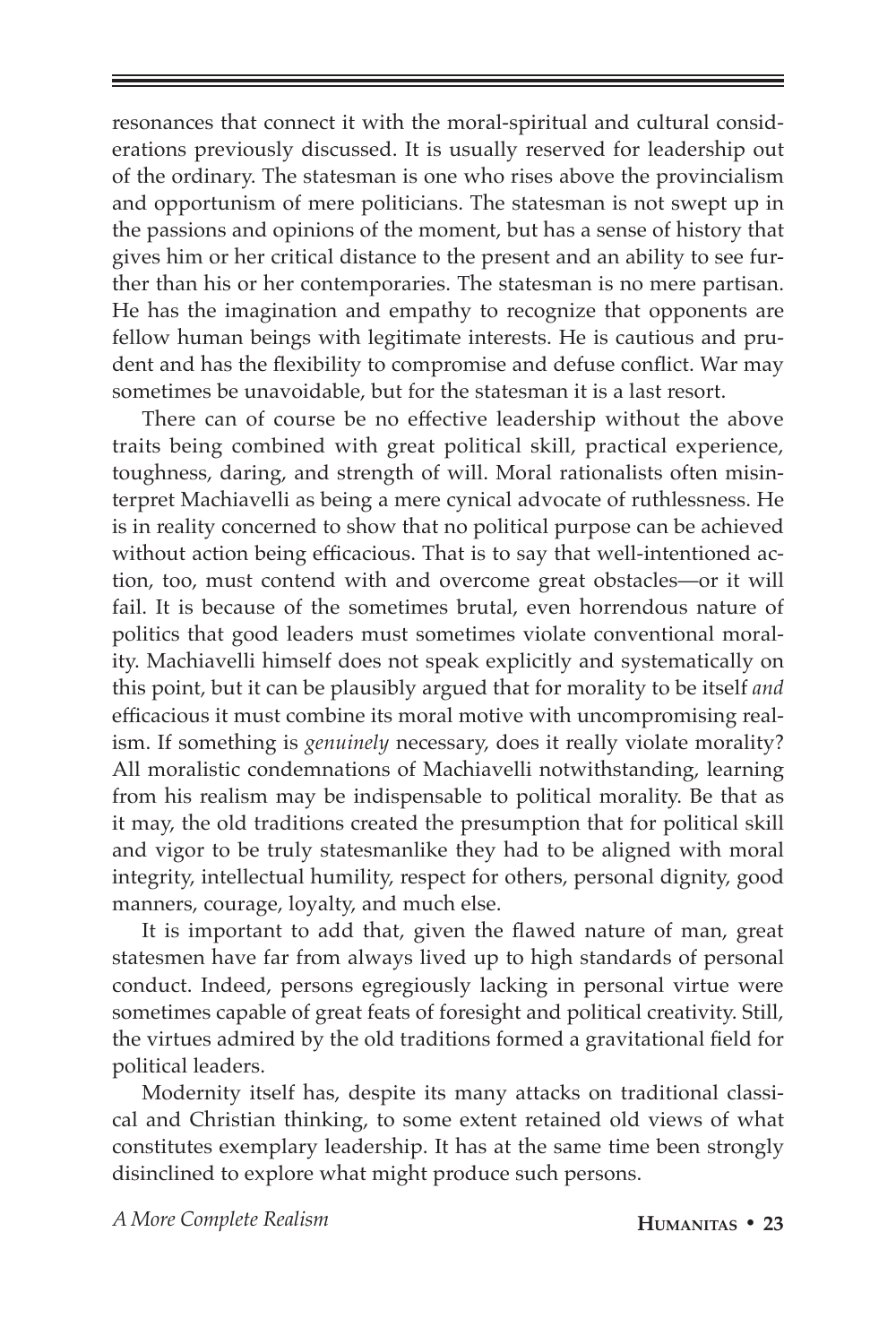resonances that connect it with the moral-spiritual and cultural considerations previously discussed. It is usually reserved for leadership out of the ordinary. The statesman is one who rises above the provincialism and opportunism of mere politicians. The statesman is not swept up in the passions and opinions of the moment, but has a sense of history that gives him or her critical distance to the present and an ability to see further than his or her contemporaries. The statesman is no mere partisan. He has the imagination and empathy to recognize that opponents are fellow human beings with legitimate interests. He is cautious and prudent and has the flexibility to compromise and defuse conflict. War may sometimes be unavoidable, but for the statesman it is a last resort.

There can of course be no effective leadership without the above traits being combined with great political skill, practical experience, toughness, daring, and strength of will. Moral rationalists often misinterpret Machiavelli as being a mere cynical advocate of ruthlessness. He is in reality concerned to show that no political purpose can be achieved without action being efficacious. That is to say that well-intentioned action, too, must contend with and overcome great obstacles—or it will fail. It is because of the sometimes brutal, even horrendous nature of politics that good leaders must sometimes violate conventional morality. Machiavelli himself does not speak explicitly and systematically on this point, but it can be plausibly argued that for morality to be itself *and* efficacious it must combine its moral motive with uncompromising realism. If something is *genuinely* necessary, does it really violate morality? All moralistic condemnations of Machiavelli notwithstanding, learning from his realism may be indispensable to political morality. Be that as it may, the old traditions created the presumption that for political skill and vigor to be truly statesmanlike they had to be aligned with moral integrity, intellectual humility, respect for others, personal dignity, good manners, courage, loyalty, and much else.

It is important to add that, given the flawed nature of man, great statesmen have far from always lived up to high standards of personal conduct. Indeed, persons egregiously lacking in personal virtue were sometimes capable of great feats of foresight and political creativity. Still, the virtues admired by the old traditions formed a gravitational field for political leaders.

Modernity itself has, despite its many attacks on traditional classical and Christian thinking, to some extent retained old views of what constitutes exemplary leadership. It has at the same time been strongly disinclined to explore what might produce such persons.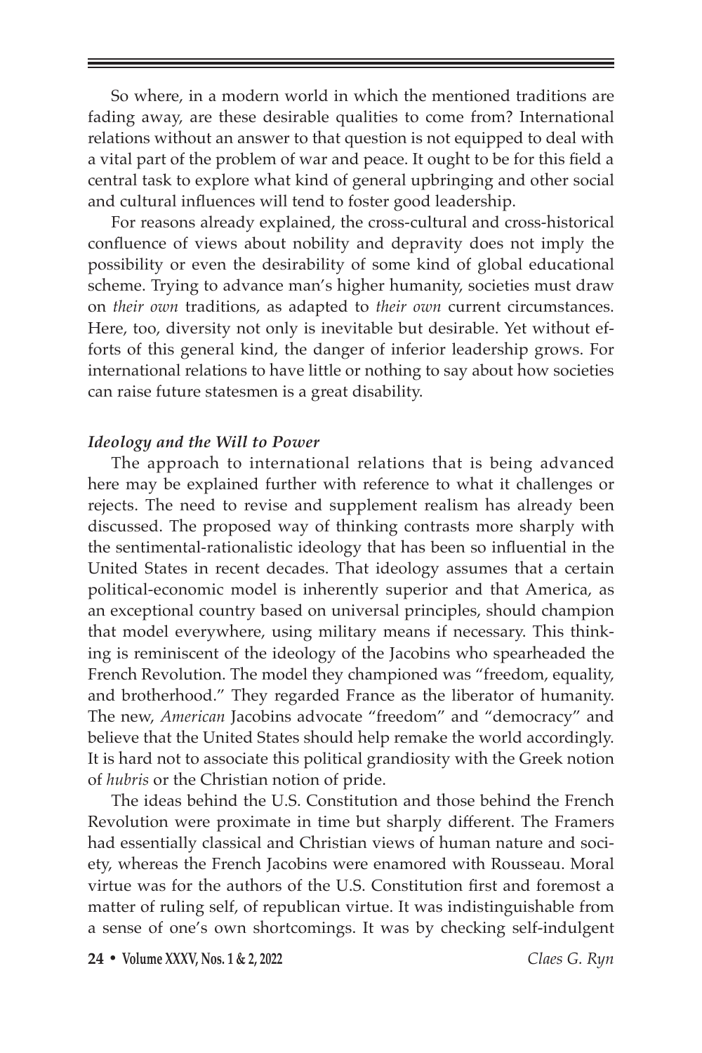So where, in a modern world in which the mentioned traditions are fading away, are these desirable qualities to come from? International relations without an answer to that question is not equipped to deal with a vital part of the problem of war and peace. It ought to be for this field a central task to explore what kind of general upbringing and other social and cultural influences will tend to foster good leadership.

For reasons already explained, the cross-cultural and cross-historical confluence of views about nobility and depravity does not imply the possibility or even the desirability of some kind of global educational scheme. Trying to advance man's higher humanity, societies must draw on *their own* traditions, as adapted to *their own* current circumstances. Here, too, diversity not only is inevitable but desirable. Yet without efforts of this general kind, the danger of inferior leadership grows. For international relations to have little or nothing to say about how societies can raise future statesmen is a great disability.

### *Ideology and the Will to Power*

The approach to international relations that is being advanced here may be explained further with reference to what it challenges or rejects. The need to revise and supplement realism has already been discussed. The proposed way of thinking contrasts more sharply with the sentimental-rationalistic ideology that has been so influential in the United States in recent decades. That ideology assumes that a certain political-economic model is inherently superior and that America, as an exceptional country based on universal principles, should champion that model everywhere, using military means if necessary. This thinking is reminiscent of the ideology of the Jacobins who spearheaded the French Revolution. The model they championed was "freedom, equality, and brotherhood." They regarded France as the liberator of humanity. The new, *American* Jacobins advocate "freedom" and "democracy" and believe that the United States should help remake the world accordingly. It is hard not to associate this political grandiosity with the Greek notion of *hubris* or the Christian notion of pride.

The ideas behind the U.S. Constitution and those behind the French Revolution were proximate in time but sharply different. The Framers had essentially classical and Christian views of human nature and society, whereas the French Jacobins were enamored with Rousseau. Moral virtue was for the authors of the U.S. Constitution first and foremost a matter of ruling self, of republican virtue. It was indistinguishable from a sense of one's own shortcomings. It was by checking self-indulgent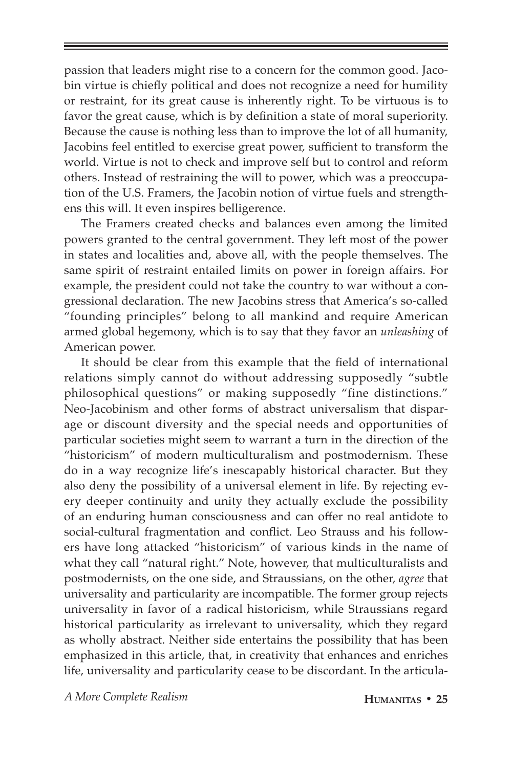passion that leaders might rise to a concern for the common good. Jacobin virtue is chiefly political and does not recognize a need for humility or restraint, for its great cause is inherently right. To be virtuous is to favor the great cause, which is by definition a state of moral superiority. Because the cause is nothing less than to improve the lot of all humanity, Jacobins feel entitled to exercise great power, sufficient to transform the world. Virtue is not to check and improve self but to control and reform others. Instead of restraining the will to power, which was a preoccupation of the U.S. Framers, the Jacobin notion of virtue fuels and strengthens this will. It even inspires belligerence.

The Framers created checks and balances even among the limited powers granted to the central government. They left most of the power in states and localities and, above all, with the people themselves. The same spirit of restraint entailed limits on power in foreign affairs. For example, the president could not take the country to war without a congressional declaration. The new Jacobins stress that America's so-called "founding principles" belong to all mankind and require American armed global hegemony, which is to say that they favor an *unleashing* of American power.

It should be clear from this example that the field of international relations simply cannot do without addressing supposedly "subtle philosophical questions" or making supposedly "fine distinctions." Neo-Jacobinism and other forms of abstract universalism that disparage or discount diversity and the special needs and opportunities of particular societies might seem to warrant a turn in the direction of the "historicism" of modern multiculturalism and postmodernism. These do in a way recognize life's inescapably historical character. But they also deny the possibility of a universal element in life. By rejecting every deeper continuity and unity they actually exclude the possibility of an enduring human consciousness and can offer no real antidote to social-cultural fragmentation and conflict. Leo Strauss and his followers have long attacked "historicism" of various kinds in the name of what they call "natural right." Note, however, that multiculturalists and postmodernists, on the one side, and Straussians, on the other, *agree* that universality and particularity are incompatible. The former group rejects universality in favor of a radical historicism, while Straussians regard historical particularity as irrelevant to universality, which they regard as wholly abstract. Neither side entertains the possibility that has been emphasized in this article, that, in creativity that enhances and enriches life, universality and particularity cease to be discordant. In the articula-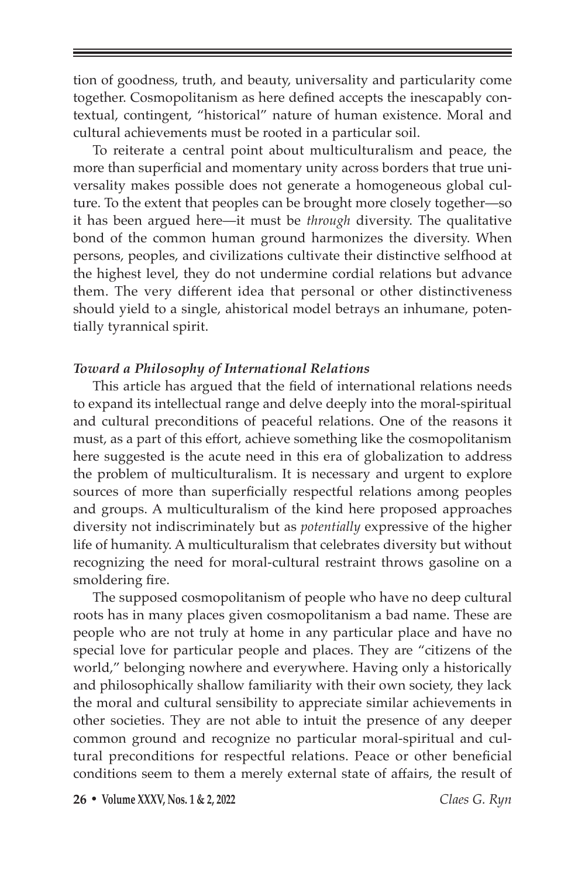tion of goodness, truth, and beauty, universality and particularity come together. Cosmopolitanism as here defined accepts the inescapably contextual, contingent, "historical" nature of human existence. Moral and cultural achievements must be rooted in a particular soil.

To reiterate a central point about multiculturalism and peace, the more than superficial and momentary unity across borders that true universality makes possible does not generate a homogeneous global culture. To the extent that peoples can be brought more closely together—so it has been argued here—it must be *through* diversity. The qualitative bond of the common human ground harmonizes the diversity. When persons, peoples, and civilizations cultivate their distinctive selfhood at the highest level, they do not undermine cordial relations but advance them. The very different idea that personal or other distinctiveness should yield to a single, ahistorical model betrays an inhumane, potentially tyrannical spirit.

### *Toward a Philosophy of International Relations*

This article has argued that the field of international relations needs to expand its intellectual range and delve deeply into the moral-spiritual and cultural preconditions of peaceful relations. One of the reasons it must, as a part of this effort, achieve something like the cosmopolitanism here suggested is the acute need in this era of globalization to address the problem of multiculturalism. It is necessary and urgent to explore sources of more than superficially respectful relations among peoples and groups. A multiculturalism of the kind here proposed approaches diversity not indiscriminately but as *potentially* expressive of the higher life of humanity. A multiculturalism that celebrates diversity but without recognizing the need for moral-cultural restraint throws gasoline on a smoldering fire.

The supposed cosmopolitanism of people who have no deep cultural roots has in many places given cosmopolitanism a bad name. These are people who are not truly at home in any particular place and have no special love for particular people and places. They are "citizens of the world," belonging nowhere and everywhere. Having only a historically and philosophically shallow familiarity with their own society, they lack the moral and cultural sensibility to appreciate similar achievements in other societies. They are not able to intuit the presence of any deeper common ground and recognize no particular moral-spiritual and cultural preconditions for respectful relations. Peace or other beneficial conditions seem to them a merely external state of affairs, the result of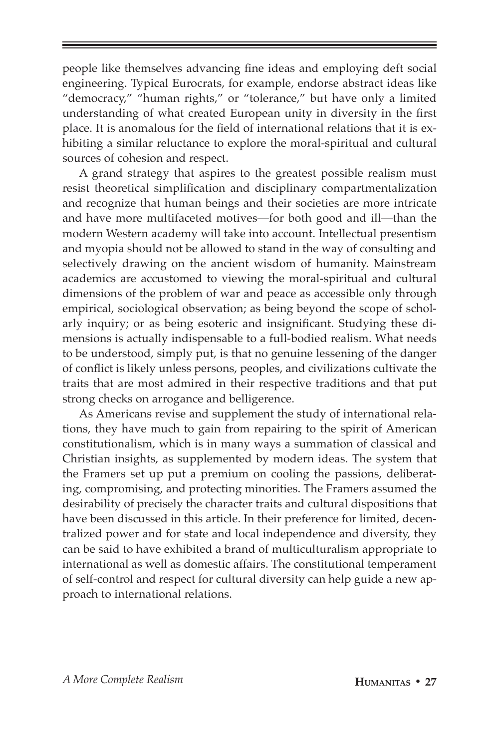people like themselves advancing fine ideas and employing deft social engineering. Typical Eurocrats, for example, endorse abstract ideas like "democracy," "human rights," or "tolerance," but have only a limited understanding of what created European unity in diversity in the first place. It is anomalous for the field of international relations that it is exhibiting a similar reluctance to explore the moral-spiritual and cultural sources of cohesion and respect.

A grand strategy that aspires to the greatest possible realism must resist theoretical simplification and disciplinary compartmentalization and recognize that human beings and their societies are more intricate and have more multifaceted motives—for both good and ill—than the modern Western academy will take into account. Intellectual presentism and myopia should not be allowed to stand in the way of consulting and selectively drawing on the ancient wisdom of humanity. Mainstream academics are accustomed to viewing the moral-spiritual and cultural dimensions of the problem of war and peace as accessible only through empirical, sociological observation; as being beyond the scope of scholarly inquiry; or as being esoteric and insignificant. Studying these dimensions is actually indispensable to a full-bodied realism. What needs to be understood, simply put, is that no genuine lessening of the danger of conflict is likely unless persons, peoples, and civilizations cultivate the traits that are most admired in their respective traditions and that put strong checks on arrogance and belligerence.

As Americans revise and supplement the study of international relations, they have much to gain from repairing to the spirit of American constitutionalism, which is in many ways a summation of classical and Christian insights, as supplemented by modern ideas. The system that the Framers set up put a premium on cooling the passions, deliberating, compromising, and protecting minorities. The Framers assumed the desirability of precisely the character traits and cultural dispositions that have been discussed in this article. In their preference for limited, decentralized power and for state and local independence and diversity, they can be said to have exhibited a brand of multiculturalism appropriate to international as well as domestic affairs. The constitutional temperament of self-control and respect for cultural diversity can help guide a new approach to international relations.